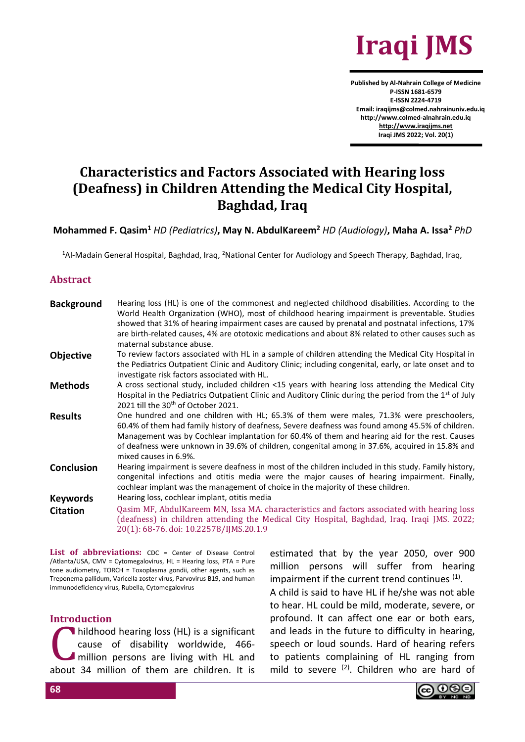# Characteristics and Factors Associated with Hearing loss (Deafness) in Children Attending the Medical City Hospital, Baghdad, Iraq

**Mohammed F. Qasim**[1] *HD (Pediatrics)*, **May N. AbdulKareem**[2] *HD (Audiology)*, **Maha A. Issa**[2] *PhD*

[1]Al-Madain General Hospital, Baghdad, Iraq, [2]National Center for Audiology and Speech Therapy, Baghdad, Iraq,

## Abstract

**Background** Hearing loss (HL) is one of the commonest and neglected childhood disabilities. According to the World Health Organization (WHO), most of childhood hearing impairment is preventable. Studies showed that 31% of hearing impairment cases are caused by prenatal and postnatal infections, 17% are birth-related causes, 4% are ototoxic medications and about 8% related to other causes such as maternal substance abuse.

**Objective** To review factors associated with HL in a sample of children attending the Medical City Hospital in the Pediatrics Outpatient Clinic and Auditory Clinic; including congenital, early, or late onset and to investigate risk factors associated with HL.

**Methods** A cross sectional study, included children <15 years with hearing loss attending the Medical City Hospital in the Pediatrics Outpatient Clinic and Auditory Clinic during the period from the 1st of July 2021 till the 30th of October 2021.

**Results** One hundred and one children with HL; 65.3% of them were males, 71.3% were preschoolers, 60.4% of them had family history of deafness, Severe deafness was found among 45.5% of children. Management was by Cochlear implantation for 60.4% of them and hearing aid for the rest. Causes of deafness were unknown in 39.6% of children, congenital among in 37.6%, acquired in 15.8% and mixed causes in 6.9%.

**Conclusion** Hearing impairment is severe deafness in most of the children included in this study. Family history, congenital infections and otitis media were the major causes of hearing impairment. Finally, cochlear implant was the management of choice in the majority of these children.

**Keywords** Hearing loss, cochlear implant, otitis media

**Citation** Qasim MF, AbdulKareem MN, Issa MA. characteristics and factors associated with hearing loss (deafness) in children attending the Medical City Hospital, Baghdad, Iraq. Iraqi JMS. 2022; 20(1): 68-76. doi: 10.22578/IJMS.20.1.9

**List of abbreviations:** CDC = Center of Disease Control /Atlanta/USA, CMV = Cytomegalovirus, HL = Hearing loss, PTA = Pure tone audiometry, TORCH = Toxoplasma gondii, other agents, such as Treponema pallidum, Varicella zoster virus, Parvovirus B19, and human immunodeficiency virus, Rubella, Cytomegalovirus

## Introduction

Childhood hearing loss (HL) is a significant cause of disability worldwide, 466-million persons are living with HL and about 34 million of them are children. It is estimated that by the year 2050, over 900 million persons will suffer from hearing impairment if the current trend continues [1].

A child is said to have HL if he/she was not able to hear. HL could be mild, moderate, severe, or profound. It can affect one ear or both ears, and leads in the future to difficulty in hearing, speech or loud sounds. Hard of hearing refers to patients complaining of HL ranging from mild to severe [2]. Children who are hard of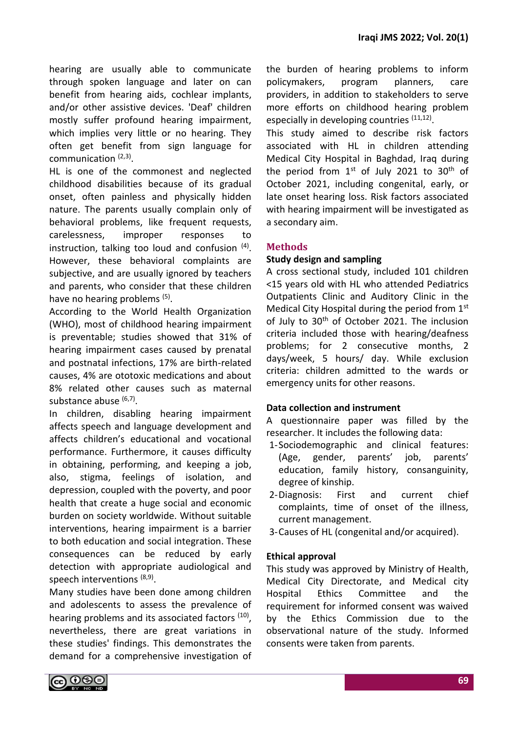hearing are usually able to communicate through spoken language and later on can benefit from hearing aids, cochlear implants, and/or other assistive devices. 'Deaf' children mostly suffer profound hearing impairment, which implies very little or no hearing. They often get benefit from sign language for communication [2,3].

HL is one of the commonest and neglected childhood disabilities because of its gradual onset, often painless and physically hidden nature. The parents usually complain only of behavioral problems, like frequent requests, carelessness, improper responses to instruction, talking too loud and confusion [4]. However, these behavioral complaints are subjective, and are usually ignored by teachers and parents, who consider that these children have no hearing problems [5].

According to the World Health Organization (WHO), most of childhood hearing impairment is preventable; studies showed that 31% of hearing impairment cases caused by prenatal and postnatal infections, 17% are birth-related causes, 4% are ototoxic medications and about 8% related other causes such as maternal substance abuse [6,7].

In children, disabling hearing impairment affects speech and language development and affects children's educational and vocational performance. Furthermore, it causes difficulty in obtaining, performing, and keeping a job, also, stigma, feelings of isolation, and depression, coupled with the poverty, and poor health that create a huge social and economic burden on society worldwide. Without suitable interventions, hearing impairment is a barrier to both education and social integration. These consequences can be reduced by early detection with appropriate audiological and speech interventions [8,9].

Many studies have been done among children and adolescents to assess the prevalence of hearing problems and its associated factors [10], nevertheless, there are great variations in these studies' findings. This demonstrates the demand for a comprehensive investigation of the burden of hearing problems to inform policymakers, program planners, care providers, in addition to stakeholders to serve more efforts on childhood hearing problem especially in developing countries [11,12].

This study aimed to describe risk factors associated with HL in children attending Medical City Hospital in Baghdad, Iraq during the period from 1st of July 2021 to 30th of October 2021, including congenital, early, or late onset hearing loss. Risk factors associated with hearing impairment will be investigated as a secondary aim.

## Methods

### Study design and sampling

A cross sectional study, included 101 children <15 years old with HL who attended Pediatrics Outpatients Clinic and Auditory Clinic in the Medical City Hospital during the period from 1st of July to 30th of October 2021. The inclusion criteria included those with hearing/deafness problems; for 2 consecutive months, 2 days/week, 5 hours/ day. While exclusion criteria: children admitted to the wards or emergency units for other reasons.

### Data collection and instrument

A questionnaire paper was filled by the researcher. It includes the following data:

1. Sociodemographic and clinical features: (Age, gender, parents' job, parents' education, family history, consanguinity, degree of kinship.
2. Diagnosis: First and current chief complaints, time of onset of the illness, current management.
3. Causes of HL (congenital and/or acquired).

### Ethical approval

This study was approved by Ministry of Health, Medical City Directorate, and Medical city Hospital Ethics Committee and the requirement for informed consent was waived by the Ethics Commission due to the observational nature of the study. Informed consents were taken from parents.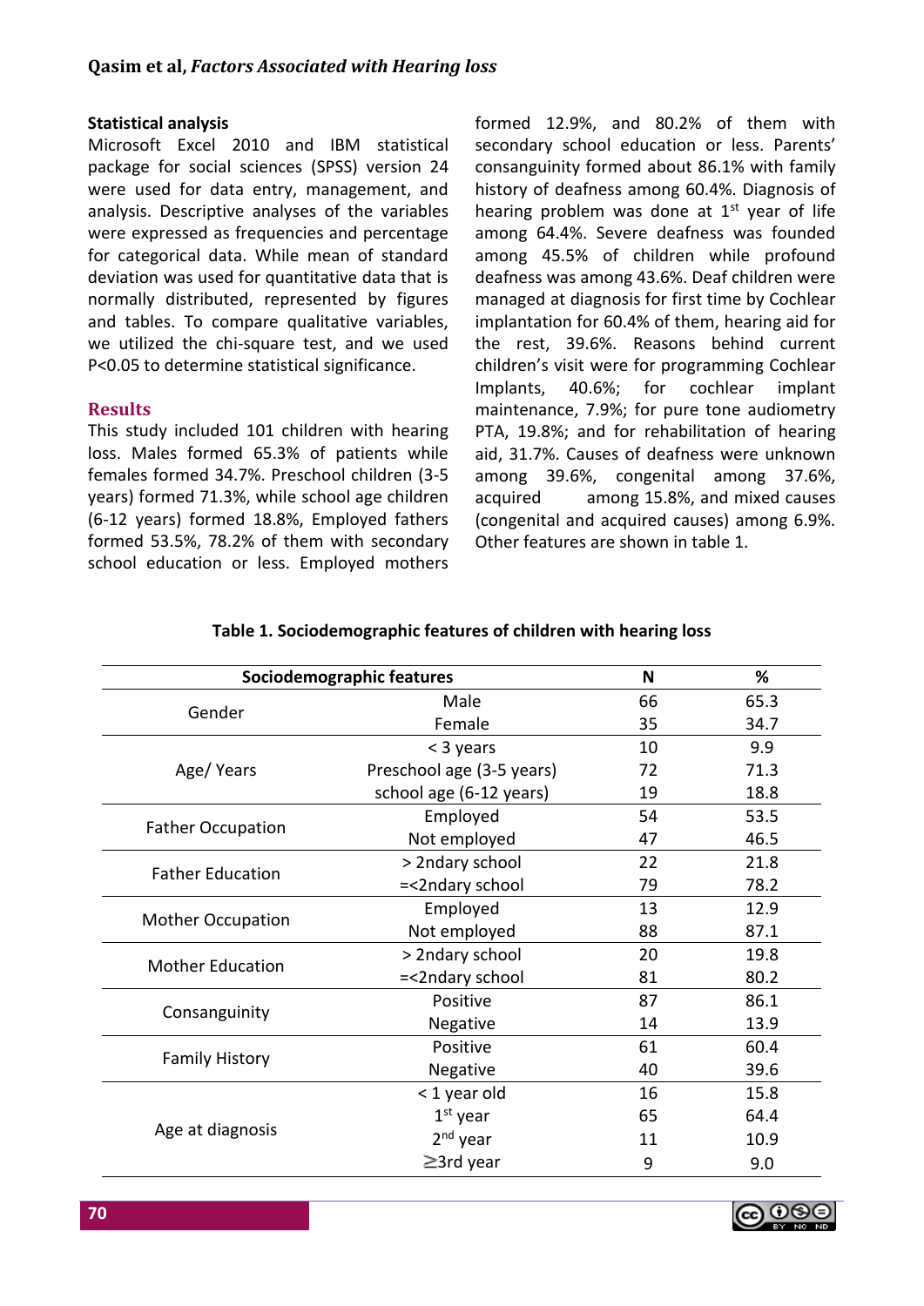### Statistical analysis

Microsoft Excel 2010 and IBM statistical package for social sciences (SPSS) version 24 were used for data entry, management, and analysis. Descriptive analyses of the variables were expressed as frequencies and percentage for categorical data. While mean of standard deviation was used for quantitative data that is normally distributed, represented by figures and tables. To compare qualitative variables, we utilized the chi-square test, and we used P<0.05 to determine statistical significance.

## Results

This study included 101 children with hearing loss. Males formed 65.3% of patients while females formed 34.7%. Preschool children (3-5 years) formed 71.3%, while school age children (6-12 years) formed 18.8%, Employed fathers formed 53.5%, 78.2% of them with secondary school education or less. Employed mothers formed 12.9%, and 80.2% of them with secondary school education or less. Parents' consanguinity formed about 86.1% with family history of deafness among 60.4%. Diagnosis of hearing problem was done at 1st year of life among 64.4%. Severe deafness was founded among 45.5% of children while profound deafness was among 43.6%. Deaf children were managed at diagnosis for first time by Cochlear implantation for 60.4% of them, hearing aid for the rest, 39.6%. Reasons behind current children's visit were for programming Cochlear Implants, 40.6%; for cochlear implant maintenance, 7.9%; for pure tone audiometry PTA, 19.8%; and for rehabilitation of hearing aid, 31.7%. Causes of deafness were unknown among 39.6%, congenital among 37.6%, acquired among 15.8%, and mixed causes (congenital and acquired causes) among 6.9%. Other features are shown in table 1.

**Table 1. Sociodemographic features of children with hearing loss**

| Sociodemographic features | | N | % |
|---|---|---|---|
| Gender | Male | 66 | 65.3 |
| | Female | 35 | 34.7 |
| Age/ Years | < 3 years | 10 | 9.9 |
| | Preschool age (3-5 years) | 72 | 71.3 |
| | school age (6-12 years) | 19 | 18.8 |
| Father Occupation | Employed | 54 | 53.5 |
| | Not employed | 47 | 46.5 |
| Father Education | > 2ndary school | 22 | 21.8 |
| | =<2ndary school | 79 | 78.2 |
| Mother Occupation | Employed | 13 | 12.9 |
| | Not employed | 88 | 87.1 |
| Mother Education | > 2ndary school | 20 | 19.8 |
| | =<2ndary school | 81 | 80.2 |
| Consanguinity | Positive | 87 | 86.1 |
| | Negative | 14 | 13.9 |
| Family History | Positive | 61 | 60.4 |
| | Negative | 40 | 39.6 |
| Age at diagnosis | < 1 year old | 16 | 15.8 |
| | 1st year | 65 | 64.4 |
| | 2nd year | 11 | 10.9 |
| | ≥3rd year | 9 | 9.0 |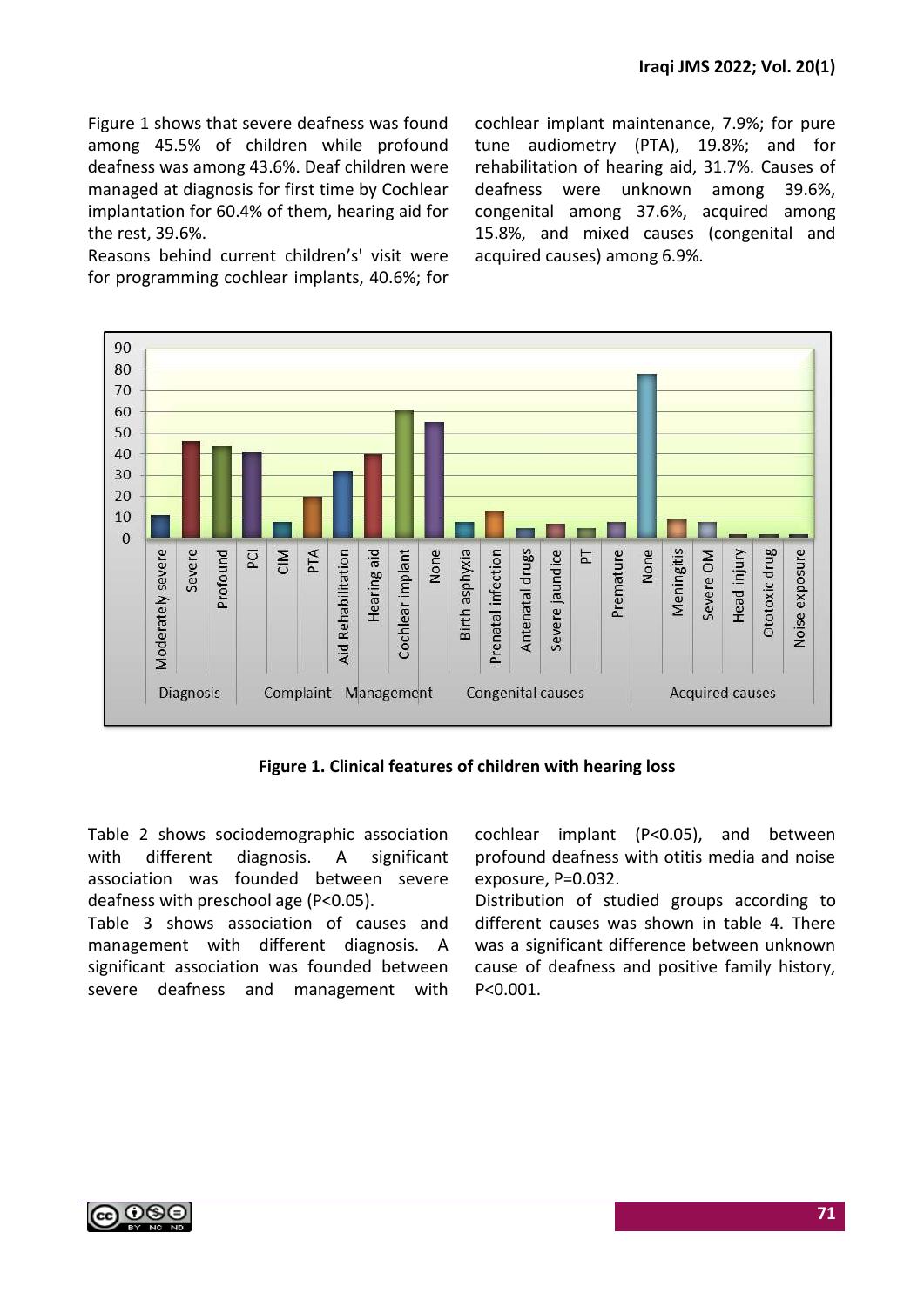Figure 1 shows that severe deafness was found among 45.5% of children while profound deafness was among 43.6%. Deaf children were managed at diagnosis for first time by Cochlear implantation for 60.4% of them, hearing aid for the rest, 39.6%.

Reasons behind current children's' visit were for programming cochlear implants, 40.6%; for cochlear implant maintenance, 7.9%; for pure tune audiometry (PTA), 19.8%; and for rehabilitation of hearing aid, 31.7%. Causes of deafness were unknown among 39.6%, congenital among 37.6%, acquired among 15.8%, and mixed causes (congenital and acquired causes) among 6.9%.

**Figure 1. Clinical features of children with hearing loss**

Table 2 shows sociodemographic association with different diagnosis. A significant association was founded between severe deafness with preschool age (P<0.05).

Table 3 shows association of causes and management with different diagnosis. A significant association was founded between severe deafness and management with cochlear implant (P<0.05), and between profound deafness with otitis media and noise exposure, P=0.032.

Distribution of studied groups according to different causes was shown in table 4. There was a significant difference between unknown cause of deafness and positive family history, P<0.001.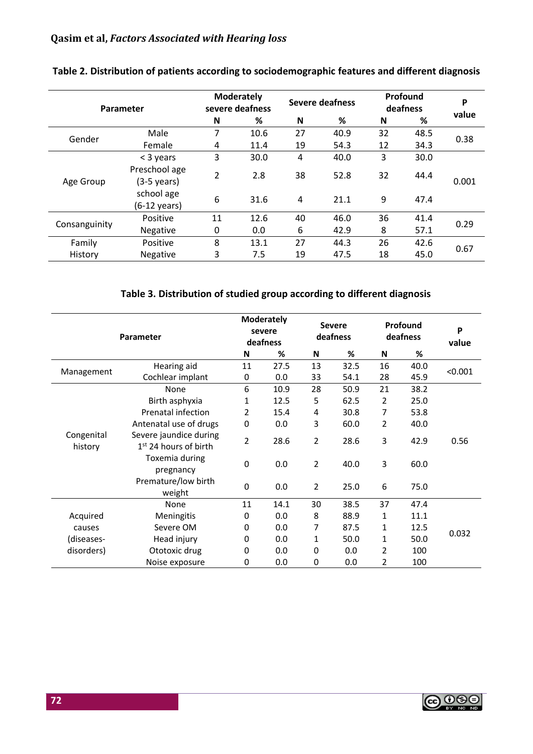**Table 2. Distribution of patients according to sociodemographic features and different diagnosis**

| Parameter | | Moderately severe deafness | | Severe deafness | | Profound deafness | | P value |
|---|---|---|---|---|---|---|---|---|
| | | N | % | N | % | N | % | |
| Gender | Male | 7 | 10.6 | 27 | 40.9 | 32 | 48.5 | 0.38 |
| | Female | 4 | 11.4 | 19 | 54.3 | 12 | 34.3 | |
| Age Group | < 3 years | 3 | 30.0 | 4 | 40.0 | 3 | 30.0 | 0.001 |
| | Preschool age (3-5 years) | 2 | 2.8 | 38 | 52.8 | 32 | 44.4 | |
| | school age (6-12 years) | 6 | 31.6 | 4 | 21.1 | 9 | 47.4 | |
| Consanguinity | Positive | 11 | 12.6 | 40 | 46.0 | 36 | 41.4 | 0.29 |
| | Negative | 0 | 0.0 | 6 | 42.9 | 8 | 57.1 | |
| Family History | Positive | 8 | 13.1 | 27 | 44.3 | 26 | 42.6 | 0.67 |
| | Negative | 3 | 7.5 | 19 | 47.5 | 18 | 45.0 | |

**Table 3. Distribution of studied group according to different diagnosis**

| Parameter | | Moderately severe deafness | | Severe deafness | | Profound deafness | | P value |
|---|---|---|---|---|---|---|---|---|
| | | N | % | N | % | N | % | |
| Management | Hearing aid | 11 | 27.5 | 13 | 32.5 | 16 | 40.0 | <0.001 |
| | Cochlear implant | 0 | 0.0 | 33 | 54.1 | 28 | 45.9 | |
| Congenital history | None | 6 | 10.9 | 28 | 50.9 | 21 | 38.2 | 0.56 |
| | Birth asphyxia | 1 | 12.5 | 5 | 62.5 | 2 | 25.0 | |
| | Prenatal infection | 2 | 15.4 | 4 | 30.8 | 7 | 53.8 | |
| | Antenatal use of drugs | 0 | 0.0 | 3 | 60.0 | 2 | 40.0 | |
| | Severe jaundice during 1st 24 hours of birth | 2 | 28.6 | 2 | 28.6 | 3 | 42.9 | |
| | Toxemia during pregnancy | 0 | 0.0 | 2 | 40.0 | 3 | 60.0 | |
| | Premature/low birth weight | 0 | 0.0 | 2 | 25.0 | 6 | 75.0 | |
| Acquired causes (diseases-disorders) | None | 11 | 14.1 | 30 | 38.5 | 37 | 47.4 | 0.032 |
| | Meningitis | 0 | 0.0 | 8 | 88.9 | 1 | 11.1 | |
| | Severe OM | 0 | 0.0 | 7 | 87.5 | 1 | 12.5 | |
| | Head injury | 0 | 0.0 | 1 | 50.0 | 1 | 50.0 | |
| | Ototoxic drug | 0 | 0.0 | 0 | 0.0 | 2 | 100 | |
| | Noise exposure | 0 | 0.0 | 0 | 0.0 | 2 | 100 | |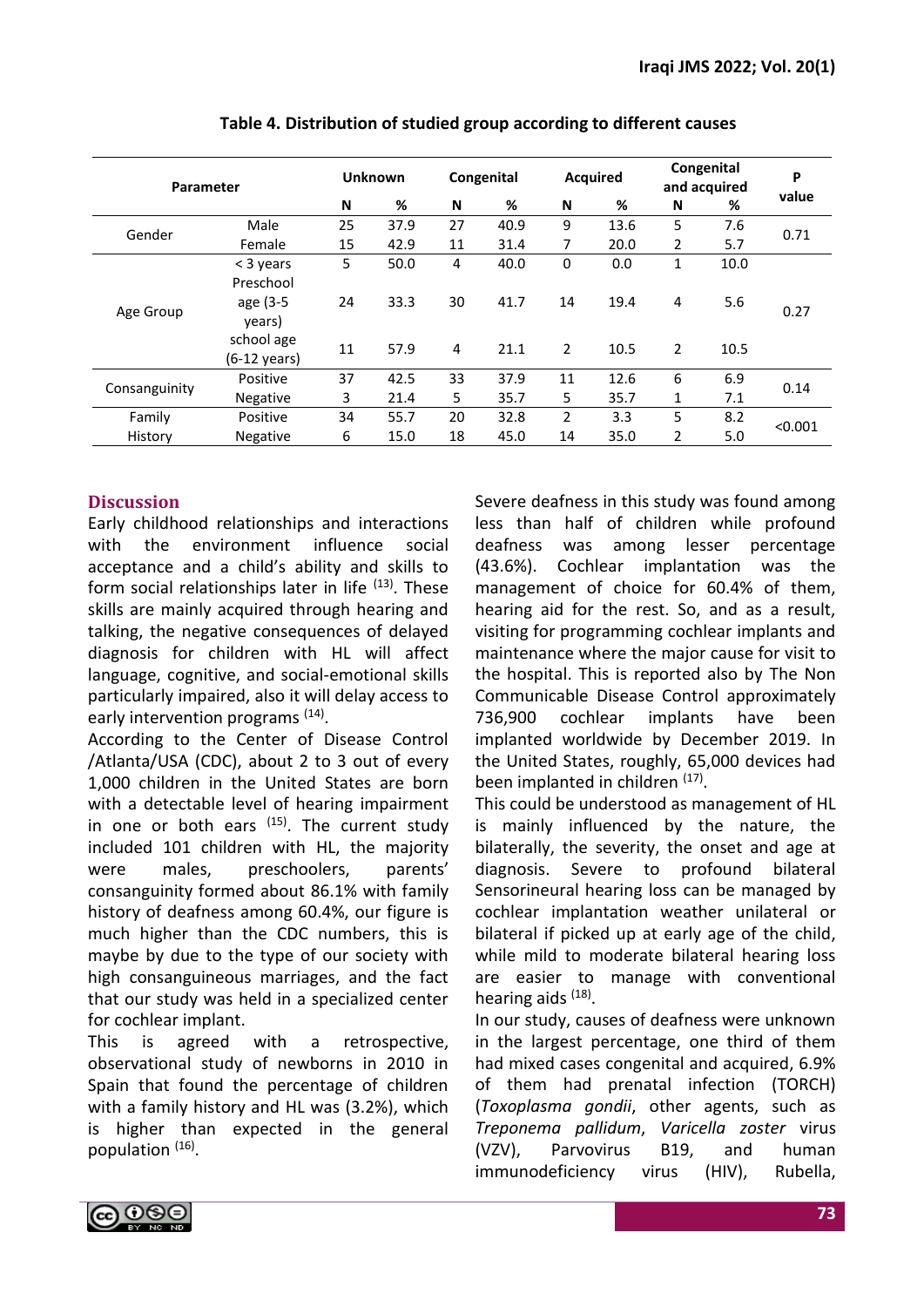**Table 4. Distribution of studied group according to different causes**

| Parameter | | Unknown | | Congenital | | Acquired | | Congenital and acquired | | P value |
|---|---|---|---|---|---|---|---|---|---|---|
| | | N | % | N | % | N | % | N | % | |
| Gender | Male | 25 | 37.9 | 27 | 40.9 | 9 | 13.6 | 5 | 7.6 | 0.71 |
| | Female | 15 | 42.9 | 11 | 31.4 | 7 | 20.0 | 2 | 5.7 | |
| Age Group | < 3 years | 5 | 50.0 | 4 | 40.0 | 0 | 0.0 | 1 | 10.0 | 0.27 |
| | Preschool age (3-5 years) | 24 | 33.3 | 30 | 41.7 | 14 | 19.4 | 4 | 5.6 | |
| | school age (6-12 years) | 11 | 57.9 | 4 | 21.1 | 2 | 10.5 | 2 | 10.5 | |
| Consanguinity | Positive | 37 | 42.5 | 33 | 37.9 | 11 | 12.6 | 6 | 6.9 | 0.14 |
| | Negative | 3 | 21.4 | 5 | 35.7 | 5 | 35.7 | 1 | 7.1 | |
| Family History | Positive | 34 | 55.7 | 20 | 32.8 | 2 | 3.3 | 5 | 8.2 | <0.001 |
| | Negative | 6 | 15.0 | 18 | 45.0 | 14 | 35.0 | 2 | 5.0 | |

## Discussion

Early childhood relationships and interactions with the environment influence social acceptance and a child's ability and skills to form social relationships later in life [13]. These skills are mainly acquired through hearing and talking, the negative consequences of delayed diagnosis for children with HL will affect language, cognitive, and social-emotional skills particularly impaired, also it will delay access to early intervention programs [14].

According to the Center of Disease Control /Atlanta/USA (CDC), about 2 to 3 out of every 1,000 children in the United States are born with a detectable level of hearing impairment in one or both ears [15]. The current study included 101 children with HL, the majority were males, preschoolers, parents' consanguinity formed about 86.1% with family history of deafness among 60.4%, our figure is much higher than the CDC numbers, this is maybe by due to the type of our society with high consanguineous marriages, and the fact that our study was held in a specialized center for cochlear implant.

This is agreed with a retrospective, observational study of newborns in 2010 in Spain that found the percentage of children with a family history and HL was (3.2%), which is higher than expected in the general population [16].

Severe deafness in this study was found among less than half of children while profound deafness was among lesser percentage (43.6%). Cochlear implantation was the management of choice for 60.4% of them, hearing aid for the rest. So, and as a result, visiting for programming cochlear implants and maintenance where the major cause for visit to the hospital. This is reported also by The Non Communicable Disease Control approximately 736,900 cochlear implants have been implanted worldwide by December 2019. In the United States, roughly, 65,000 devices had been implanted in children [17].

This could be understood as management of HL is mainly influenced by the nature, the bilaterally, the severity, the onset and age at diagnosis. Severe to profound bilateral Sensorineural hearing loss can be managed by cochlear implantation weather unilateral or bilateral if picked up at early age of the child, while mild to moderate bilateral hearing loss are easier to manage with conventional hearing aids [18].

In our study, causes of deafness were unknown in the largest percentage, one third of them had mixed cases congenital and acquired, 6.9% of them had prenatal infection (TORCH) (*Toxoplasma gondii*, other agents, such as *Treponema pallidum*, *Varicella zoster* virus (VZV), Parvovirus B19, and human immunodeficiency virus (HIV), Rubella,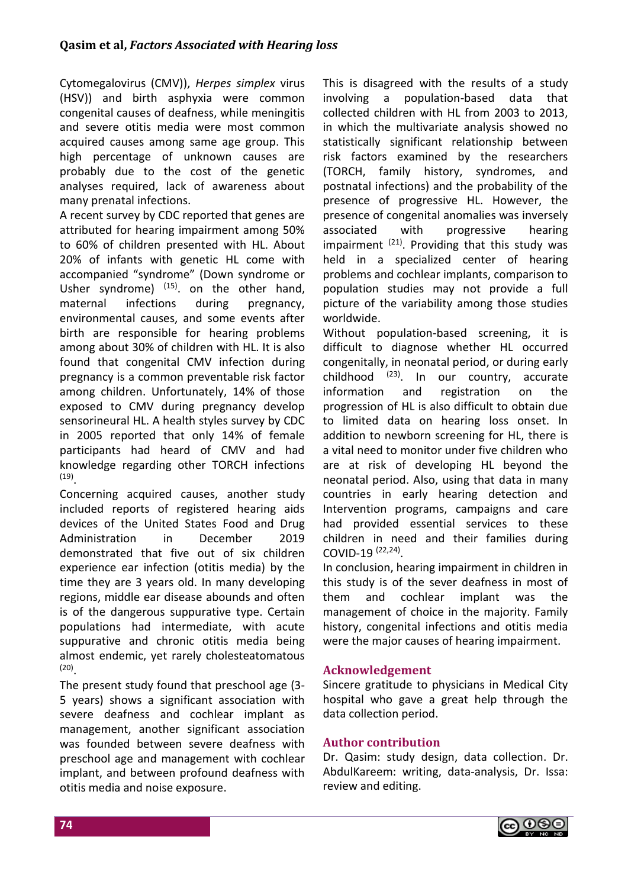Cytomegalovirus (CMV)), *Herpes simplex* virus (HSV)) and birth asphyxia were common congenital causes of deafness, while meningitis and severe otitis media were most common acquired causes among same age group. This high percentage of unknown causes are probably due to the cost of the genetic analyses required, lack of awareness about many prenatal infections.

A recent survey by CDC reported that genes are attributed for hearing impairment among 50% to 60% of children presented with HL. About 20% of infants with genetic HL come with accompanied "syndrome" (Down syndrome or Usher syndrome) [15]. on the other hand, maternal infections during pregnancy, environmental causes, and some events after birth are responsible for hearing problems among about 30% of children with HL. It is also found that congenital CMV infection during pregnancy is a common preventable risk factor among children. Unfortunately, 14% of those exposed to CMV during pregnancy develop sensorineural HL. A health styles survey by CDC in 2005 reported that only 14% of female participants had heard of CMV and had knowledge regarding other TORCH infections [19].

Concerning acquired causes, another study included reports of registered hearing aids devices of the United States Food and Drug Administration in December 2019 demonstrated that five out of six children experience ear infection (otitis media) by the time they are 3 years old. In many developing regions, middle ear disease abounds and often is of the dangerous suppurative type. Certain populations had intermediate, with acute suppurative and chronic otitis media being almost endemic, yet rarely cholesteatomatous [20].

The present study found that preschool age (3-5 years) shows a significant association with severe deafness and cochlear implant as management, another significant association was founded between severe deafness with preschool age and management with cochlear implant, and between profound deafness with otitis media and noise exposure.

This is disagreed with the results of a study involving a population-based data that collected children with HL from 2003 to 2013, in which the multivariate analysis showed no statistically significant relationship between risk factors examined by the researchers (TORCH, family history, syndromes, and postnatal infections) and the probability of the presence of progressive HL. However, the presence of congenital anomalies was inversely associated with progressive hearing impairment [21]. Providing that this study was held in a specialized center of hearing problems and cochlear implants, comparison to population studies may not provide a full picture of the variability among those studies worldwide.

Without population-based screening, it is difficult to diagnose whether HL occurred congenitally, in neonatal period, or during early childhood [23]. In our country, accurate information and registration on the progression of HL is also difficult to obtain due to limited data on hearing loss onset. In addition to newborn screening for HL, there is a vital need to monitor under five children who are at risk of developing HL beyond the neonatal period. Also, using that data in many countries in early hearing detection and Intervention programs, campaigns and care had provided essential services to these children in need and their families during COVID-19 [22,24].

In conclusion, hearing impairment in children in this study is of the sever deafness in most of them and cochlear implant was the management of choice in the majority. Family history, congenital infections and otitis media were the major causes of hearing impairment.

## Acknowledgement

Sincere gratitude to physicians in Medical City hospital who gave a great help through the data collection period.

## Author contribution

Dr. Qasim: study design, data collection. Dr. AbdulKareem: writing, data-analysis, Dr. Issa: review and editing.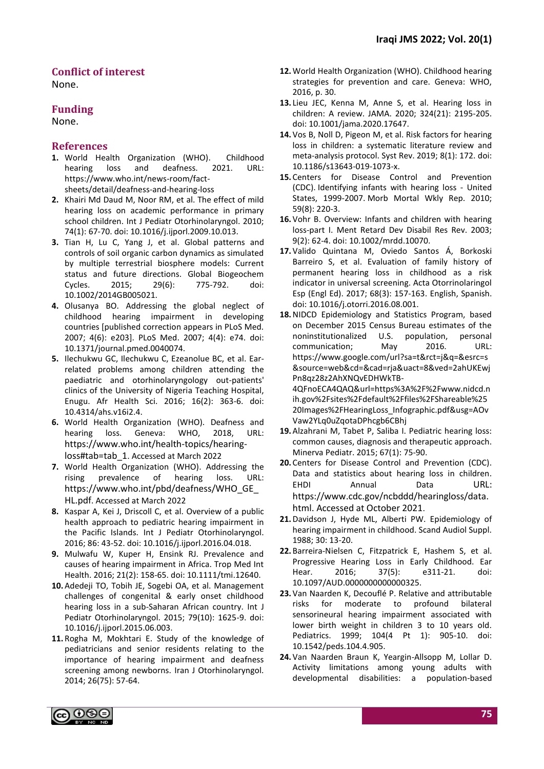## Conflict of interest

None.

## Funding

None.

## References

1. World Health Organization (WHO). Childhood hearing loss and deafness. 2021. URL: https://www.who.int/news-room/fact-sheets/detail/deafness-and-hearing-loss
2. Khairi Md Daud M, Noor RM, et al. The effect of mild hearing loss on academic performance in primary school children. Int J Pediatr Otorhinolaryngol. 2010; 74(1): 67-70. doi: 10.1016/j.ijporl.2009.10.013.
3. Tian H, Lu C, Yang J, et al. Global patterns and controls of soil organic carbon dynamics as simulated by multiple terrestrial biosphere models: Current status and future directions. Global Biogeochem Cycles. 2015; 29(6): 775-792. doi: 10.1002/2014GB005021.
4. Olusanya BO. Addressing the global neglect of childhood hearing impairment in developing countries [published correction appears in PLoS Med. 2007; 4(6): e203]. PLoS Med. 2007; 4(4): e74. doi: 10.1371/journal.pmed.0040074.
5. Ilechukwu GC, Ilechukwu CA, Ezeanolue BC, et al. Ear-related problems among children attending the paediatric and otorhinolaryngology out-patients' clinics of the University of Nigeria Teaching Hospital, Enugu. Afr Health Sci. 2016; 16(2): 363-6. doi: 10.4314/ahs.v16i2.4.
6. World Health Organization (WHO). Deafness and hearing loss. Geneva: WHO, 2018, URL: https://www.who.int/health-topics/hearing-loss#tab=tab_1. Accessed at March 2022
7. World Health Organization (WHO). Addressing the rising prevalence of hearing loss. URL: https://www.who.int/pbd/deafness/WHO_GE_HL.pdf. Accessed at March 2022
8. Kaspar A, Kei J, Driscoll C, et al. Overview of a public health approach to pediatric hearing impairment in the Pacific Islands. Int J Pediatr Otorhinolaryngol. 2016; 86: 43-52. doi: 10.1016/j.ijporl.2016.04.018.
9. Mulwafu W, Kuper H, Ensink RJ. Prevalence and causes of hearing impairment in Africa. Trop Med Int Health. 2016; 21(2): 158-65. doi: 10.1111/tmi.12640.
10. Adedeji TO, Tobih JE, Sogebi OA, et al. Management challenges of congenital & early onset childhood hearing loss in a sub-Saharan African country. Int J Pediatr Otorhinolaryngol. 2015; 79(10): 1625-9. doi: 10.1016/j.ijporl.2015.06.003.
11. Rogha M, Mokhtari E. Study of the knowledge of pediatricians and senior residents relating to the importance of hearing impairment and deafness screening among newborns. Iran J Otorhinolaryngol. 2014; 26(75): 57-64.
12. World Health Organization (WHO). Childhood hearing strategies for prevention and care. Geneva: WHO, 2016, p. 30.
13. Lieu JEC, Kenna M, Anne S, et al. Hearing loss in children: A review. JAMA. 2020; 324(21): 2195-205. doi: 10.1001/jama.2020.17647.
14. Vos B, Noll D, Pigeon M, et al. Risk factors for hearing loss in children: a systematic literature review and meta-analysis protocol. Syst Rev. 2019; 8(1): 172. doi: 10.1186/s13643-019-1073-x.
15. Centers for Disease Control and Prevention (CDC). Identifying infants with hearing loss - United States, 1999-2007. Morb Mortal Wkly Rep. 2010; 59(8): 220-3.
16. Vohr B. Overview: Infants and children with hearing loss-part I. Ment Retard Dev Disabil Res Rev. 2003; 9(2): 62-4. doi: 10.1002/mrdd.10070.
17. Valido Quintana M, Oviedo Santos Á, Borkoski Barreiro S, et al. Evaluation of family history of permanent hearing loss in childhood as a risk indicator in universal screening. Acta Otorrinolaringol Esp (Engl Ed). 2017; 68(3): 157-163. English, Spanish. doi: 10.1016/j.otorri.2016.08.001.
18. NIDCD Epidemiology and Statistics Program, based on December 2015 Census Bureau estimates of the noninstitutionalized U.S. population, personal communication; May 2016. URL: https://www.google.com/url?sa=t&rct=j&q=&esrc=s&source=web&cd=&cad=rja&uact=8&ved=2ahUKEwjPn8qz28z2AhXNQvEDHWkTB-4QFnoECA4QAQ&url=https%3A%2F%2Fwww.nidcd.nih.gov%2Fsites%2Fdefault%2Ffiles%2FShareable%2520Images%2FHearingLoss_Infographic.pdf&usg=AOvVaw2YLq0uZqotaDPhcgb6CBhj
19. Alzahrani M, Tabet P, Saliba I. Pediatric hearing loss: common causes, diagnosis and therapeutic approach. Minerva Pediatr. 2015; 67(1): 75-90.
20. Centers for Disease Control and Prevention (CDC). Data and statistics about hearing loss in children. EHDI Annual Data URL: https://www.cdc.gov/ncbddd/hearingloss/data.html. Accessed at October 2021.
21. Davidson J, Hyde ML, Alberti PW. Epidemiology of hearing impairment in childhood. Scand Audiol Suppl. 1988; 30: 13-20.
22. Barreira-Nielsen C, Fitzpatrick E, Hashem S, et al. Progressive Hearing Loss in Early Childhood. Ear Hear. 2016; 37(5): e311-21. doi: 10.1097/AUD.0000000000000325.
23. Van Naarden K, Decouflé P. Relative and attributable risks for moderate to profound bilateral sensorineural hearing impairment associated with lower birth weight in children 3 to 10 years old. Pediatrics. 1999; 104(4 Pt 1): 905-10. doi: 10.1542/peds.104.4.905.
24. Van Naarden Braun K, Yeargin-Allsopp M, Lollar D. Activity limitations among young adults with developmental disabilities: a population-based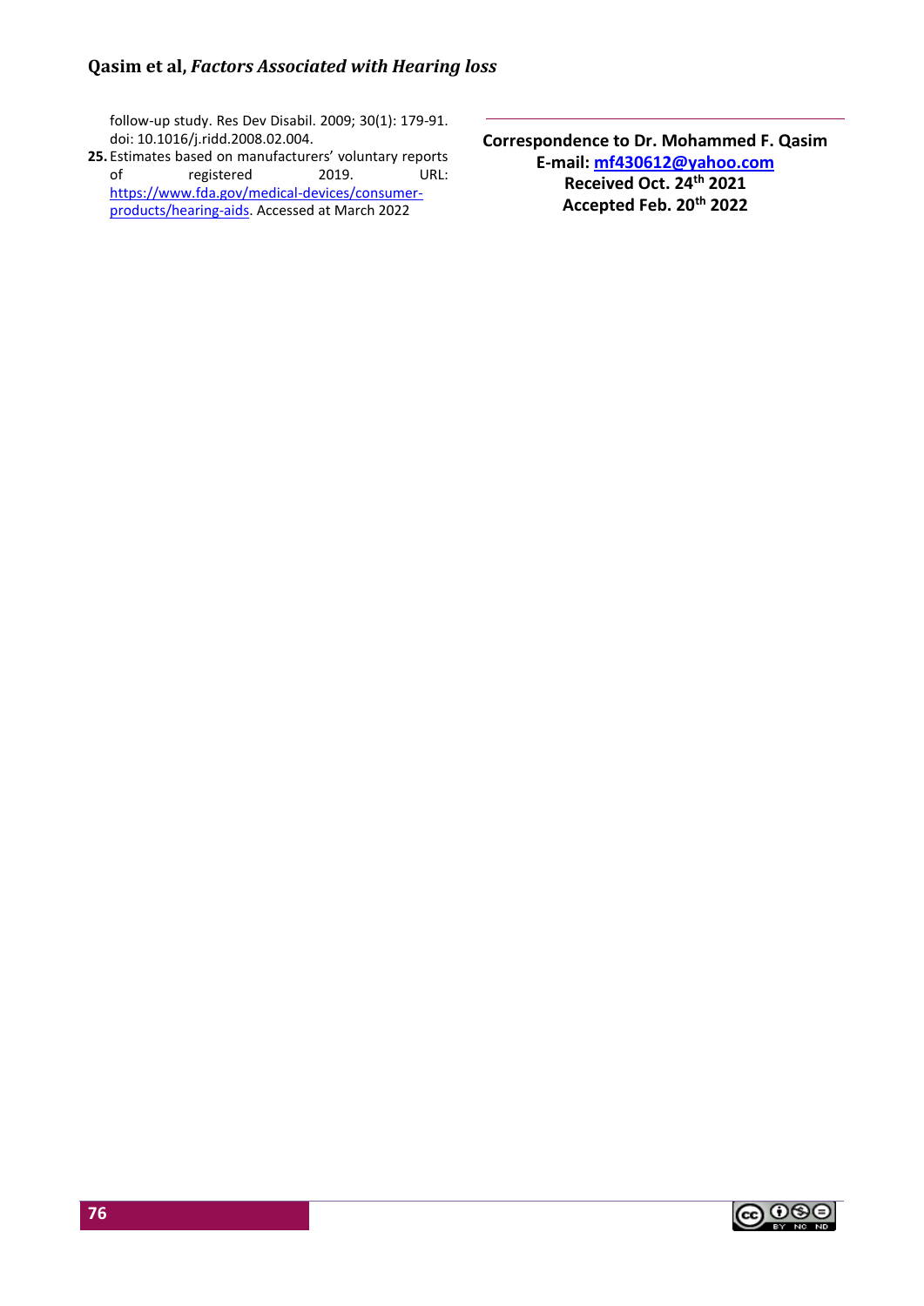follow-up study. Res Dev Disabil. 2009; 30(1): 179-91. doi: 10.1016/j.ridd.2008.02.004.

25. Estimates based on manufacturers' voluntary reports of registered 2019. URL: https://www.fda.gov/medical-devices/consumer-products/hearing-aids. Accessed at March 2022

**Correspondence to Dr. Mohammed F. Qasim**
**E-mail: mf430612@yahoo.com**
**Received Oct. 24th 2021**
**Accepted Feb. 20th 2022**